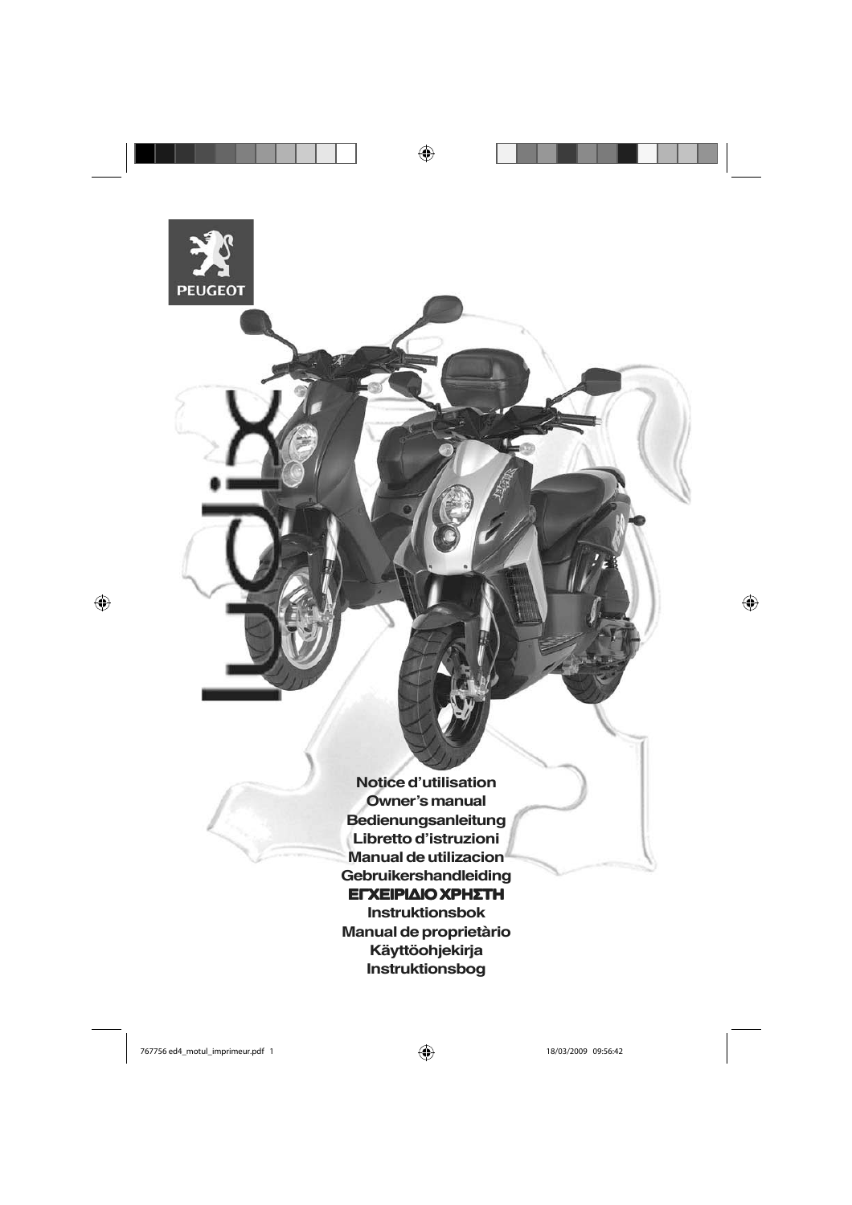PEUGEOT

ludix

**Notice d'utilisation**
**Owner's manual**
**Bedienungsanleitung**
**Libretto d'istruzioni**
**Manual de utilizacion**
**Gebruikershandleiding**
**ΕΓΧΕΙΡΙΔΙΟ ΧΡΗΣΤΗ**
**Instruktionsbok**
**Manual de proprietàrio**
**Käyttöohjekirja**
**Instruktionsbog**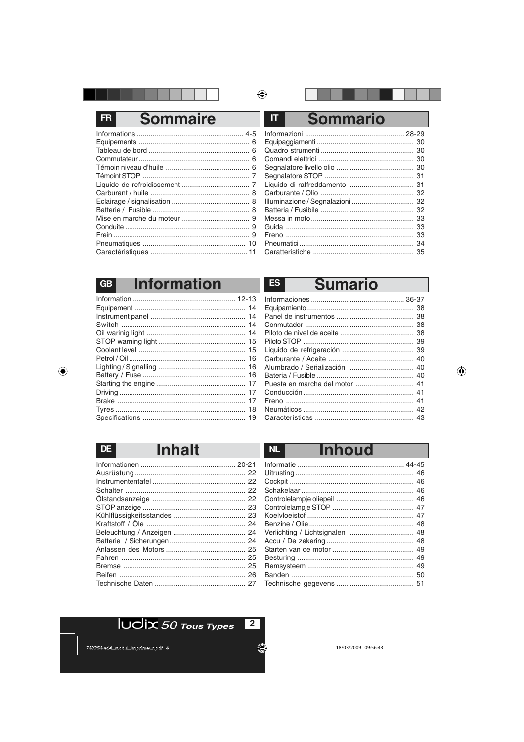## FR Sommaire

| | |
|---|---|
| Informations | 4-5 |
| Equipements | 6 |
| Tableau de bord | 6 |
| Commutateur | 6 |
| Témoin niveau d'huile | 6 |
| Témoint STOP | 7 |
| Liquide de refroidissement | 7 |
| Carburant / huile | 8 |
| Eclairage / signalisation | 8 |
| Batterie / Fusible | 8 |
| Mise en marche du moteur | 9 |
| Conduite | 9 |
| Frein | 9 |
| Pneumatiques | 10 |
| Caractéristiques | 11 |

## IT Sommario

| | |
|---|---|
| Informazioni | 28-29 |
| Equipaggiamenti | 30 |
| Quadro strumenti | 30 |
| Comandi elettrici | 30 |
| Segnalatore livello olio | 30 |
| Segnalatore STOP | 31 |
| Liquido di raffreddamento | 31 |
| Carburante / Olio | 32 |
| Illuminazione / Segnalazioni | 32 |
| Batteria / Fusibile | 32 |
| Messa in moto | 33 |
| Guida | 33 |
| Freno | 33 |
| Pneumatici | 34 |
| Caratteristiche | 35 |

## GB Information

| | |
|---|---|
| Information | 12-13 |
| Equipement | 14 |
| Instrument panel | 14 |
| Switch | 14 |
| Oil warinig light | 14 |
| STOP warning light | 15 |
| Coolant level | 15 |
| Petrol / Oil | 16 |
| Lighting / Signalling | 16 |
| Battery / Fuse | 16 |
| Starting the engine | 17 |
| Driving | 17 |
| Brake | 17 |
| Tyres | 18 |
| Specifications | 19 |

## ES Sumario

| | |
|---|---|
| Informaciones | 36-37 |
| Equipamiento | 38 |
| Panel de instrumentos | 38 |
| Conmutador | 38 |
| Piloto de nivel de aceite | 38 |
| Piloto STOP | 39 |
| Liquido de refrigeración | 39 |
| Carburante / Aceite | 40 |
| Alumbrado / Señalización | 40 |
| Bateria / Fusible | 40 |
| Puesta en marcha del motor | 41 |
| Conducción | 41 |
| Freno | 41 |
| Neumáticos | 42 |
| Características | 43 |

## DE Inhalt

| | |
|---|---|
| Informationen | 20-21 |
| Ausrüstung | 22 |
| Instrumententafel | 22 |
| Schalter | 22 |
| Ölstandsanzeige | 22 |
| STOP anzeige | 23 |
| Kühlflüssigkeitsstandes | 23 |
| Kraftstoff / Öle | 24 |
| Beleuchtung / Anzeigen | 24 |
| Batterie / Sicherungen | 24 |
| Anlassen des Motors | 25 |
| Fahren | 25 |
| Bremse | 25 |
| Reifen | 26 |
| Technische Daten | 27 |

## NL Inhoud

| | |
|---|---|
| Informatie | 44-45 |
| Uitrusting | 46 |
| Cockpit | 46 |
| Schakelaar | 46 |
| Controlelampje oliepeil | 46 |
| Controlelampje STOP | 47 |
| Koelvloeistof | 47 |
| Benzine / Olie | 48 |
| Verlichting / Lichtsignalen | 48 |
| Accu / De zekering | 48 |
| Starten van de motor | 49 |
| Besturing | 49 |
| Remsysteem | 49 |
| Banden | 50 |
| Technische gegevens | 51 |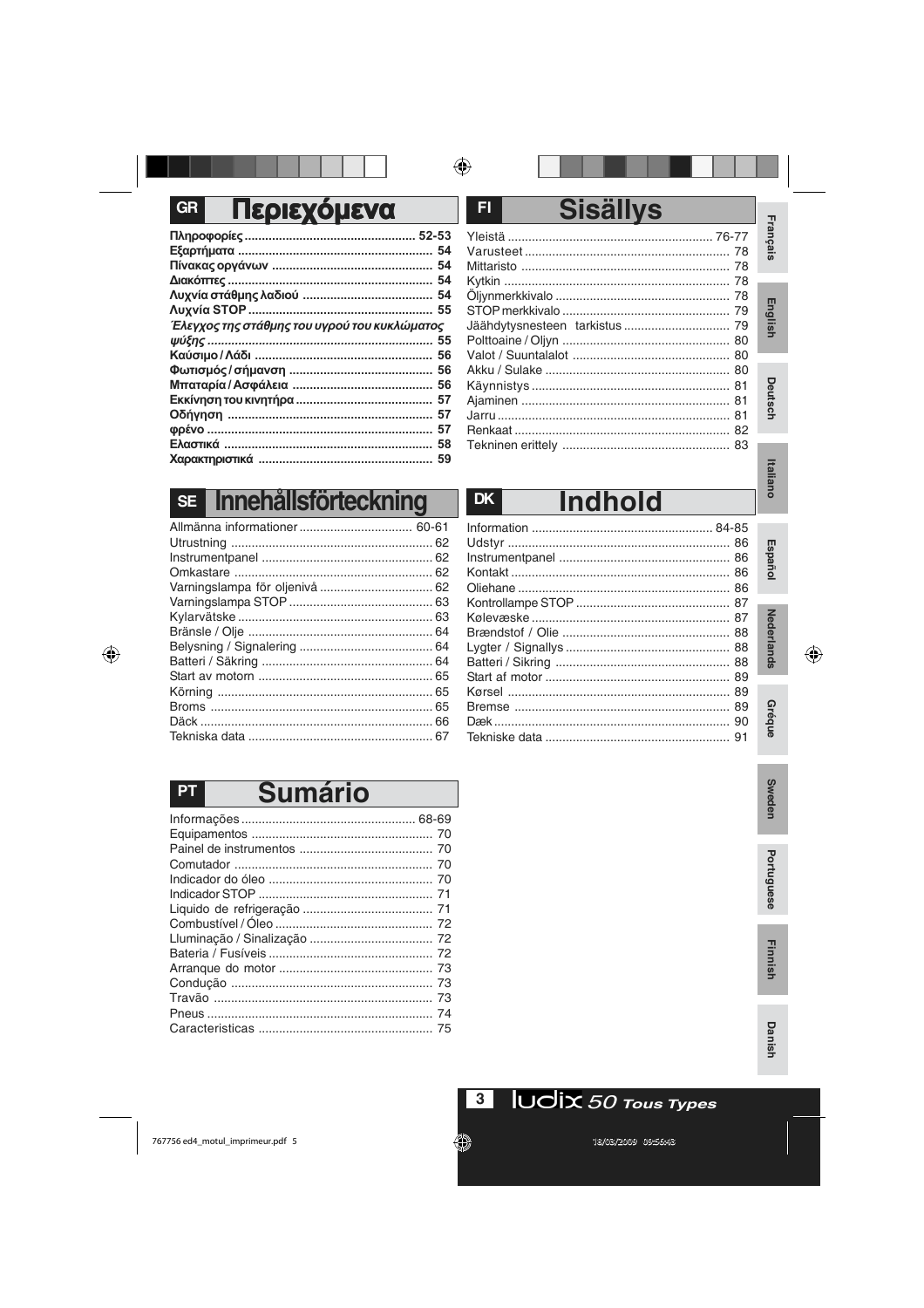## GR Περιεχόμενα

**Πληροφορίες ... 52-53**
**Εξαρτήματα ... 54**
**Πίνακας οργάνων ... 54**
**Διακόπτες ... 54**
**Λυχνία στάθμης λαδιού ... 54**
**Λυχνία STOP ... 55**
***Έλεγχος της στάθμης του υγρού του κυκλώματος ψύξης ... 55***
**Καύσιμο / Λάδι ... 56**
**Φωτισμός / σήμανση ... 56**
**Μπαταρία / Ασφάλεια ... 56**
**Εκκίνηση του κινητήρα ... 57**
**Οδήγηση ... 57**
**φρένο ... 57**
**Ελαστικά ... 58**
**Χαρακτηριστικά ... 59**

## FI Sisällys

Yleistä ... 76-77
Varusteet ... 78
Mittaristo ... 78
Kytkin ... 78
Öljynmerkkivalo ... 78
STOP merkkivalo ... 79
Jäähdytysnesteen tarkistus ... 79
Polttoaine / Oljyn ... 80
Valot / Suuntalalot ... 80
Akku / Sulake ... 80
Käynnistys ... 81
Ajaminen ... 81
Jarru ... 81
Renkaat ... 82
Tekninen erittely ... 83

## SE Innehållsförteckning

Allmänna informationer ... 60-61
Utrustning ... 62
Instrumentpanel ... 62
Omkastare ... 62
Varningslampa för oljenivå ... 62
Varningslampa STOP ... 63
Kylarvätske ... 63
Bränsle / Olje ... 64
Belysning / Signalering ... 64
Batteri / Säkring ... 64
Start av motorn ... 65
Körning ... 65
Broms ... 65
Däck ... 66
Tekniska data ... 67

## DK Indhold

Information ... 84-85
Udstyr ... 86
Instrumentpanel ... 86
Kontakt ... 86
Oliehane ... 86
Kontrollampe STOP ... 87
Kølevæske ... 87
Brændstof / Olie ... 88
Lygter / Signallys ... 88
Batteri / Sikring ... 88
Start af motor ... 89
Kørsel ... 89
Bremse ... 89
Dæk ... 90
Tekniske data ... 91

## PT Sumário

Informações ... 68-69
Equipamentos ... 70
Painel de instrumentos ... 70
Comutador ... 70
Indicador do óleo ... 70
Indicador STOP ... 71
Liquido de refrigeração ... 71
Combustível / Óleo ... 72
Lluminação / Sinalização ... 72
Bateria / Fusíveis ... 72
Arranque do motor ... 73
Condução ... 73
Travão ... 73
Pneus ... 74
Caracteristicas ... 75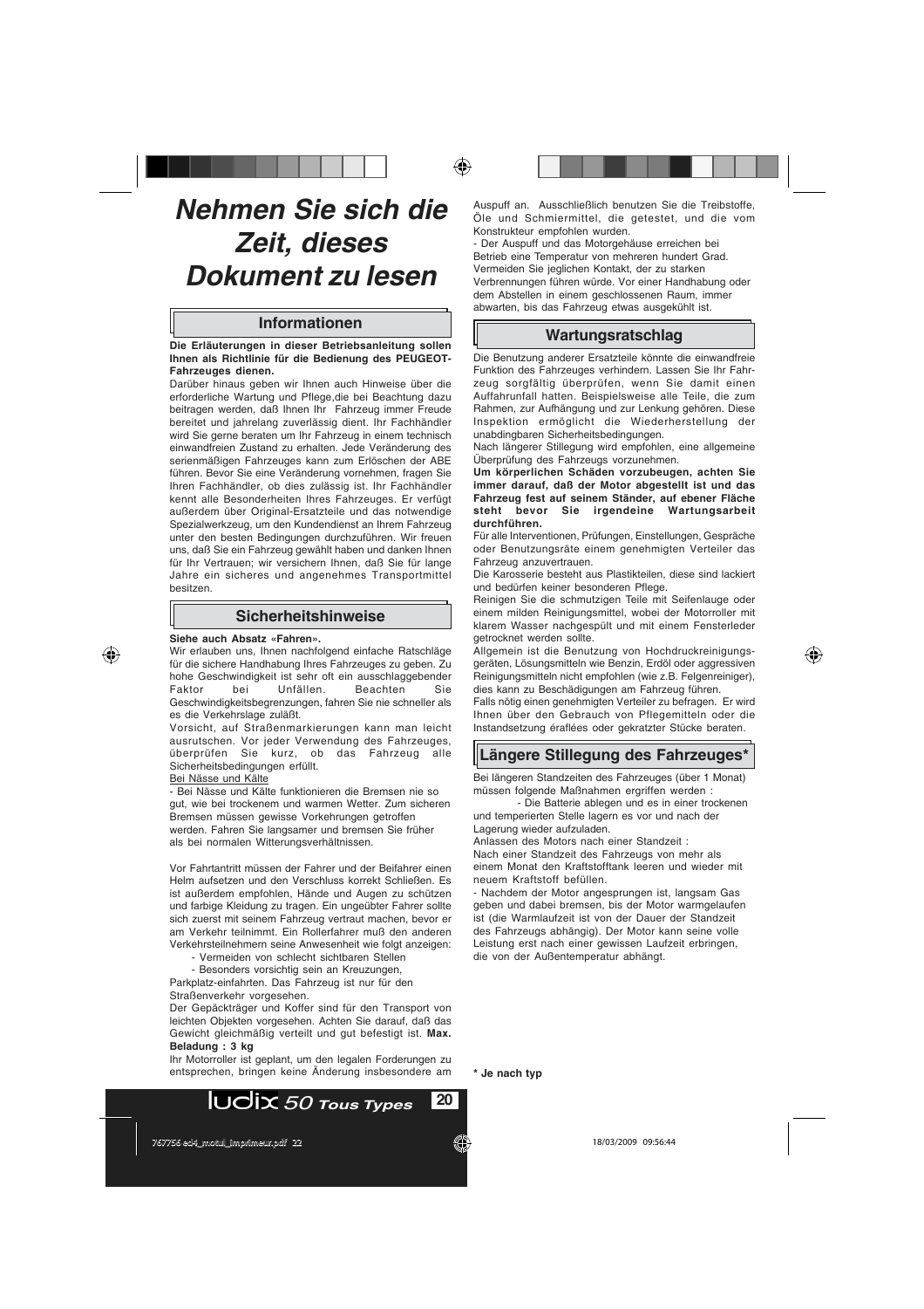// Nehmen Sie sich die Zeit, dieses Dokument zu lesen

# Nehmen Sie sich die Zeit, dieses Dokument zu lesen

## Informationen

**Die Erläuterungen in dieser Betriebsanleitung sollen Ihnen als Richtlinie für die Bedienung des PEUGEOT-Fahrzeuges dienen.**

Darüber hinaus geben wir Ihnen auch Hinweise über die erforderliche Wartung und Pflege,die bei Beachtung dazu beitragen werden, daß Ihnen Ihr Fahrzeug immer Freude bereitet und jahrelang zuverlässig dient. Ihr Fachhändler wird Sie gerne beraten um Ihr Fahrzeug in einem technisch einwandfreien Zustand zu erhalten. Jede Veränderung des serienmäßigen Fahrzeuges kann zum Erlöschen der ABE führen. Bevor Sie eine Veränderung vornehmen, fragen Sie Ihren Fachhändler, ob dies zulässig ist. Ihr Fachhändler kennt alle Besonderheiten Ihres Fahrzeuges. Er verfügt außerdem über Original-Ersatzteile und das notwendige Spezialwerkzeug, um den Kundendienst an Ihrem Fahrzeug unter den besten Bedingungen durchzuführen. Wir freuen uns, daß Sie ein Fahrzeug gewählt haben und danken Ihnen für Ihr Vertrauen; wir versichern Ihnen, daß Sie für lange Jahre ein sicheres und angenehmes Transportmittel besitzen.

## Sicherheitshinweise

**Siehe auch Absatz «Fahren».**

Wir erlauben uns, Ihnen nachfolgend einfache Ratschläge für die sichere Handhabung Ihres Fahrzeuges zu geben. Zu hohe Geschwindigkeit ist sehr oft ein ausschlaggebender Faktor bei Unfällen. Beachten Sie Geschwindigkeitsbegrenzungen, fahren Sie nie schneller als es die Verkehrslage zuläßt.

Vorsicht, auf Straßenmarkierungen kann man leicht ausrutschen. Vor jeder Verwendung des Fahrzeuges, überprüfen Sie kurz, ob das Fahrzeug alle Sicherheitsbedingungen erfüllt.

Bei Nässe und Kälte

- Bei Nässe und Kälte funktionieren die Bremsen nie so gut, wie bei trockenem und warmen Wetter. Zum sicheren Bremsen müssen gewisse Vorkehrungen getroffen werden. Fahren Sie langsamer und bremsen Sie früher als bei normalen Witterungsverhältnissen.

Vor Fahrtantritt müssen der Fahrer und der Beifahrer einen Helm aufsetzen und den Verschluss korrekt Schließen. Es ist außerdem empfohlen, Hände und Augen zu schützen und farbige Kleidung zu tragen. Ein ungeübter Fahrer sollte sich zuerst mit seinem Fahrzeug vertraut machen, bevor er am Verkehr teilnimmt. Ein Rollerfahrer muß den anderen Verkehrsteilnehmern seine Anwesenheit wie folgt anzeigen:

- Vermeiden von schlecht sichtbaren Stellen
- Besonders vorsichtig sein an Kreuzungen,

Parkplatz-einfahrten. Das Fahrzeug ist nur für den Straßenverkehr vorgesehen.

Der Gepäckträger und Koffer sind für den Transport von leichten Objekten vorgesehen. Achten Sie darauf, daß das Gewicht gleichmäßig verteilt und gut befestigt ist. **Max. Beladung : 3 kg**

Ihr Motorroller ist geplant, um den legalen Forderungen zu entsprechen, bringen keine Änderung insbesondere am Auspuff an. Ausschließlich benutzen Sie die Treibstoffe, Öle und Schmiermittel, die getestet, und die vom Konstrukteur empfohlen wurden.

- Der Auspuff und das Motorgehäuse erreichen bei Betrieb eine Temperatur von mehreren hundert Grad. Vermeiden Sie jeglichen Kontakt, der zu starken Verbrennungen führen würde. Vor einer Handhabung oder dem Abstellen in einem geschlossenen Raum, immer abwarten, bis das Fahrzeug etwas ausgekühlt ist.

## Wartungsratschlag

Die Benutzung anderer Ersatzteile könnte die einwandfreie Funktion des Fahrzeuges verhindern. Lassen Sie Ihr Fahrzeug sorgfältig überprüfen, wenn Sie damit einen Auffahrunfall hatten. Beispielsweise alle Teile, die zum Rahmen, zur Aufhängung und zur Lenkung gehören. Diese Inspektion ermöglicht die Wiederherstellung der unabdingbaren Sicherheitsbedingungen.

Nach längerer Stillegung wird empfohlen, eine allgemeine Überprüfung des Fahrzeugs vorzunehmen.

**Um körperlichen Schäden vorzubeugen, achten Sie immer darauf, daß der Motor abgestellt ist und das Fahrzeug fest auf seinem Ständer, auf ebener Fläche steht bevor Sie irgendeine Wartungsarbeit durchführen.**

Für alle Interventionen, Prüfungen, Einstellungen, Gespräche oder Benutzungsräte einem genehmigten Verteiler das Fahrzeug anzuvertrauen.

Die Karosserie besteht aus Plastikteilen, diese sind lackiert und bedürfen keiner besonderen Pflege.

Reinigen Sie die schmutzigen Teile mit Seifenlauge oder einem milden Reinigungsmittel, wobei der Motorroller mit klarem Wasser nachgespült und mit einem Fensterleder getrocknet werden sollte.

Allgemein ist die Benutzung von Hochdruckreinigungsgeräten, Lösungsmitteln wie Benzin, Erdöl oder aggressiven Reinigungsmitteln nicht empfohlen (wie z.B. Felgenreiniger), dies kann zu Beschädigungen am Fahrzeug führen.

Falls nötig einen genehmigten Verteiler zu befragen. Er wird Ihnen über den Gebrauch von Pflegemitteln oder die Instandsetzung éraflées oder gekratzter Stücke beraten.

## Längere Stillegung des Fahrzeuges*

Bei längeren Standzeiten des Fahrzeuges (über 1 Monat) müssen folgende Maßnahmen ergriffen werden :

- Die Batterie ablegen und es in einer trockenen und temperierten Stelle lagern es vor und nach der Lagerung wieder aufzuladen.

Anlassen des Motors nach einer Standzeit :

Nach einer Standzeit des Fahrzeugs von mehr als einem Monat den Kraftstofftank leeren und wieder mit neuem Kraftstoff befüllen.

- Nachdem der Motor angesprungen ist, langsam Gas geben und dabei bremsen, bis der Motor warmgelaufen ist (die Warmlaufzeit ist von der Dauer der Standzeit des Fahrzeugs abhängig). Der Motor kann seine volle Leistung erst nach einer gewissen Laufzeit erbringen, die von der Außentemperatur abhängt.

**\* Je nach typ**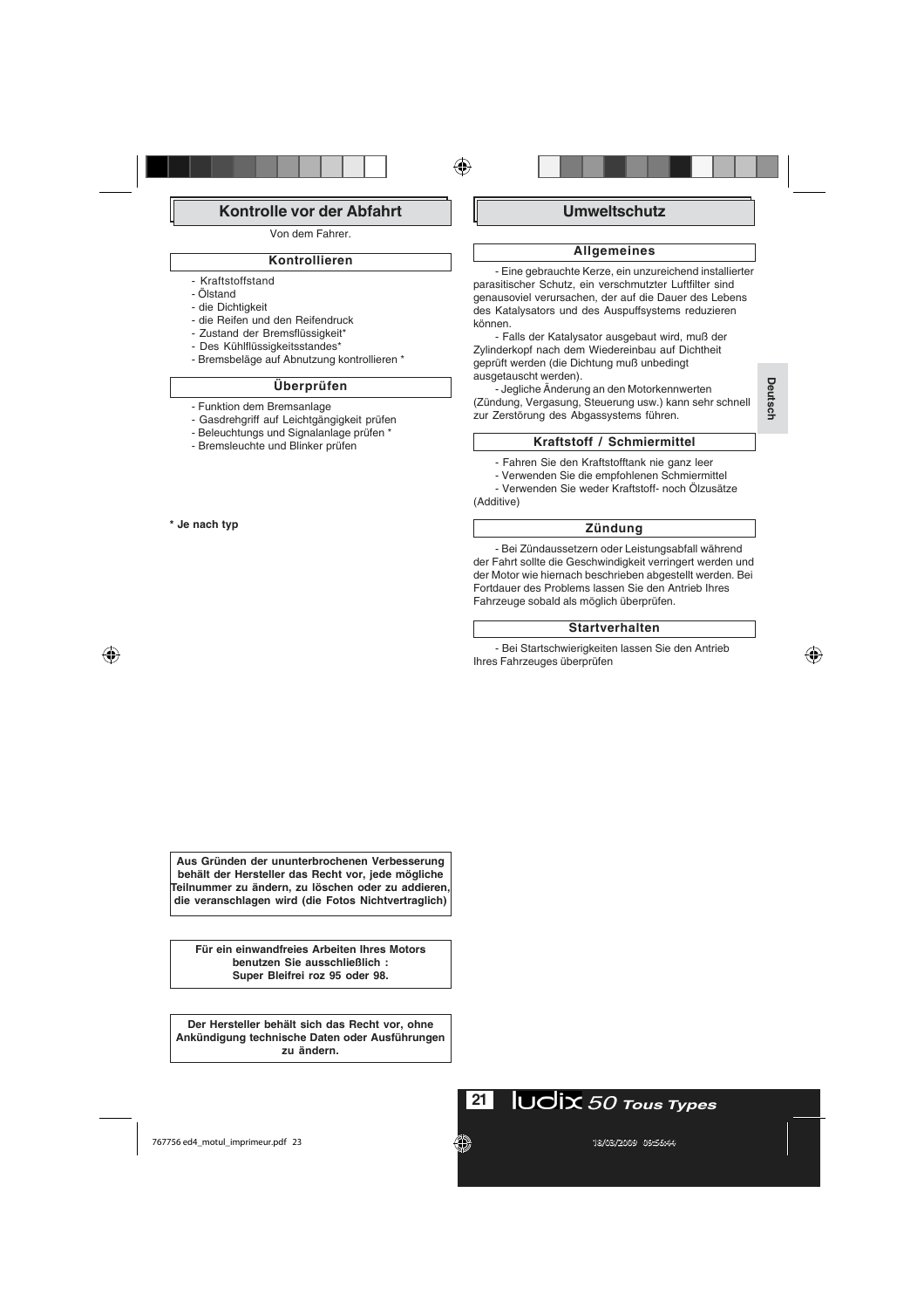## Kontrolle vor der Abfahrt

Von dem Fahrer.

### Kontrollieren

- Kraftstoffstand
- Ölstand
- die Dichtigkeit
- die Reifen und den Reifendruck
- Zustand der Bremsflüssigkeit*
- Des Kühlflüssigkeitsstandes*
- Bremsbeläge auf Abnutzung kontrollieren *

### Überprüfen

- Funktion dem Bremsanlage
- Gasdrehgriff auf Leichtgängigkeit prüfen
- Beleuchtungs und Signalanlage prüfen *
- Bremsleuchte und Blinker prüfen

**\* Je nach typ**

**Aus Gründen der ununterbrochenen Verbesserung behält der Hersteller das Recht vor, jede mögliche Teilnummer zu ändern, zu löschen oder zu addieren, die veranschlagen wird (die Fotos Nichtvertraglich)**

**Für ein einwandfreies Arbeiten Ihres Motors benutzen Sie ausschließlich : Super Bleifrei roz 95 oder 98.**

**Der Hersteller behält sich das Recht vor, ohne Ankündigung technische Daten oder Ausführungen zu ändern.**

## Umweltschutz

### Allgemeines

- Eine gebrauchte Kerze, ein unzureichend installierter parasitischer Schutz, ein verschmutzter Luftfilter sind genausoviel verursachen, der auf die Dauer des Lebens des Katalysators und des Auspuffsystems reduzieren können.

- Falls der Katalysator ausgebaut wird, muß der Zylinderkopf nach dem Wiedereinbau auf Dichtheit geprüft werden (die Dichtung muß unbedingt ausgetauscht werden).

- Jegliche Änderung an den Motorkennwerten (Zündung, Vergasung, Steuerung usw.) kann sehr schnell zur Zerstörung des Abgassystems führen.

### Kraftstoff / Schmiermittel

- Fahren Sie den Kraftstofftank nie ganz leer
- Verwenden Sie die empfohlenen Schmiermittel
- Verwenden Sie weder Kraftstoff- noch Ölzusätze (Additive)

### Zündung

- Bei Zündaussetzern oder Leistungsabfall während der Fahrt sollte die Geschwindigkeit verringert werden und der Motor wie hiernach beschrieben abgestellt werden. Bei Fortdauer des Problems lassen Sie den Antrieb Ihres Fahrzeuge sobald als möglich überprüfen.

### Startverhalten

- Bei Startschwierigkeiten lassen Sie den Antrieb Ihres Fahrzeuges überprüfen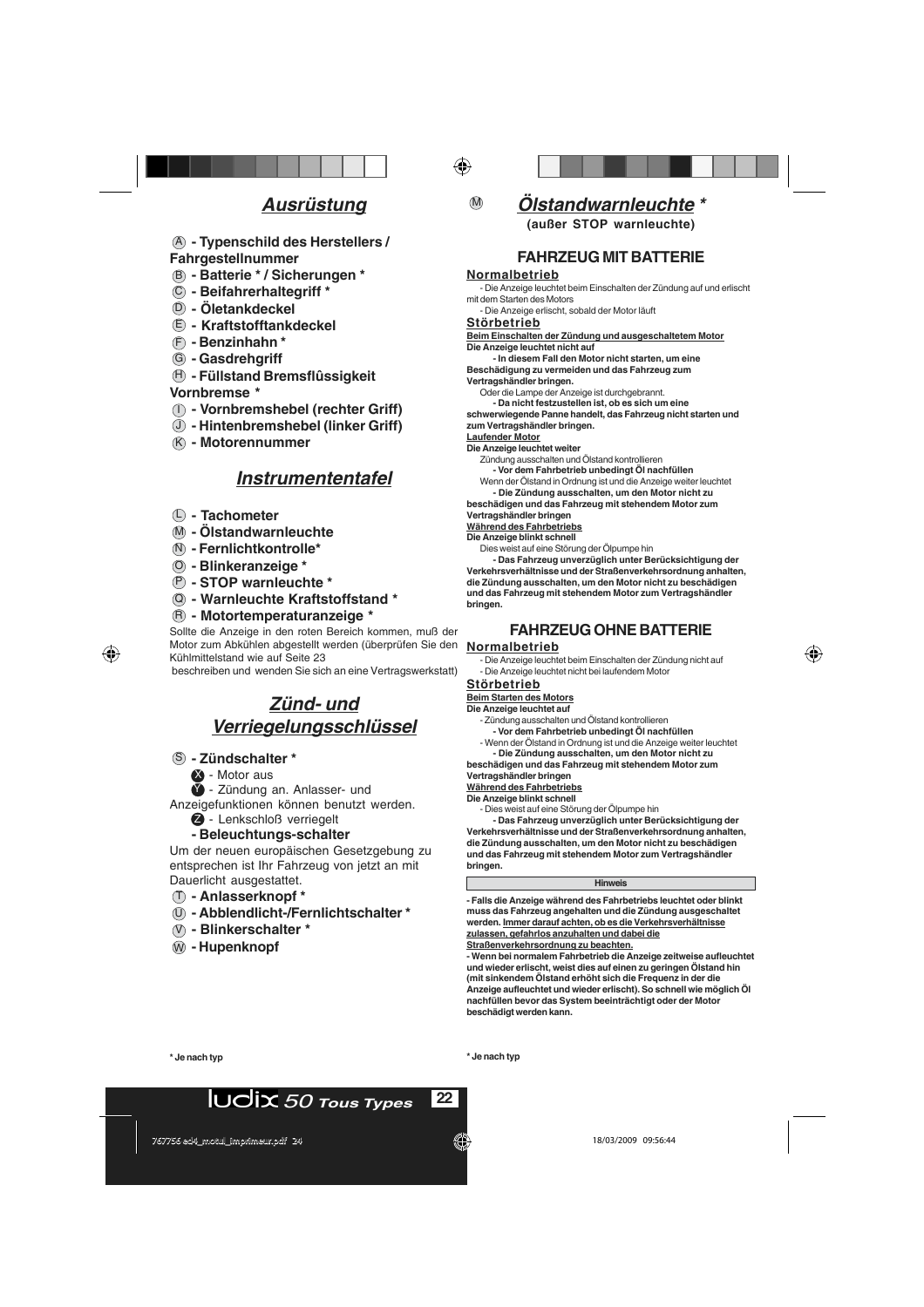## *Ausrüstung*

Ⓐ **- Typenschild des Herstellers / Fahrgestellnummer**

Ⓑ **- Batterie * / Sicherungen ***

Ⓒ **- Beifahrerhaltegriff ***

Ⓓ **- Öletankdeckel**

Ⓔ **- Kraftstofftankdeckel**

Ⓕ **- Benzinhahn ***

Ⓖ **- Gasdrehgriff**

Ⓗ **- Füllstand Bremsflûssigkeit Vornbremse ***

Ⓘ **- Vornbremshebel (rechter Griff)**

Ⓙ **- Hintenbremshebel (linker Griff)**

Ⓚ **- Motorennummer**

## *Instrumententafel*

Ⓛ **- Tachometer**

Ⓜ **- Ölstandwarnleuchte**

Ⓝ **- Fernlichtkontrolle***

Ⓞ **- Blinkeranzeige ***

Ⓟ **- STOP warnleuchte ***

Ⓠ **- Warnleuchte Kraftstoffstand ***

Ⓡ **- Motortemperaturanzeige ***

Sollte die Anzeige in den roten Bereich kommen, muß der Motor zum Abkühlen abgestellt werden (überprüfen Sie den Kühlmittelstand wie auf Seite 23 beschreiben und wenden Sie sich an eine Vertragswerkstatt)

## *Zünd- und Verriegelungsschlüssel*

Ⓢ **- Zündschalter ***

Ⓧ - Motor aus

Ⓨ - Zündung an. Anlasser- und Anzeigefunktionen können benutzt werden.

Ⓩ - Lenkschloß verriegelt

**- Beleuchtungs-schalter**

Um der neuen europäischen Gesetzgebung zu entsprechen ist Ihr Fahrzeug von jetzt an mit Dauerlicht ausgestattet.

Ⓣ **- Anlasserknopf ***

Ⓤ **- Abblendlicht-/Fernlichtschalter ***

Ⓥ **- Blinkerschalter ***

Ⓦ **- Hupenknopf**

\* Je nach typ

## Ⓜ *Ölstandwarnleuchte* *

**(außer STOP warnleuchte)**

### FAHRZEUG MIT BATTERIE

**Normalbetrieb**

- Die Anzeige leuchtet beim Einschalten der Zündung auf und erlischt mit dem Starten des Motors
- Die Anzeige erlischt, sobald der Motor läuft

**Störbetrieb**

**Beim Einschalten der Zündung und ausgeschaltetem Motor**

**Die Anzeige leuchtet nicht auf**

**- In diesem Fall den Motor nicht starten, um eine Beschädigung zu vermeiden und das Fahrzeug zum Vertragshändler bringen.**

Oder die Lampe der Anzeige ist durchgebrannt.

**- Da nicht festzustellen ist, ob es sich um eine schwerwiegende Panne handelt, das Fahrzeug nicht starten und zum Vertragshändler bringen.**

**Laufender Motor**

**Die Anzeige leuchtet weiter**

Zündung ausschalten und Ölstand kontrollieren

**- Vor dem Fahrbetrieb unbedingt Öl nachfüllen**

Wenn der Ölstand in Ordnung ist und die Anzeige weiter leuchtet

**- Die Zündung ausschalten, um den Motor nicht zu beschädigen und das Fahrzeug mit stehendem Motor zum Vertragshändler bringen**

**Während des Fahrbetriebs**

**Die Anzeige blinkt schnell**

Dies weist auf eine Störung der Ölpumpe hin

**- Das Fahrzeug unverzüglich unter Berücksichtigung der Verkehrsverhältnisse und der Straßenverkehrsordnung anhalten, die Zündung ausschalten, um den Motor nicht zu beschädigen und das Fahrzeug mit stehendem Motor zum Vertragshändler bringen.**

### FAHRZEUG OHNE BATTERIE

**Normalbetrieb**

- Die Anzeige leuchtet beim Einschalten der Zündung nicht auf
- Die Anzeige leuchtet nicht bei laufendem Motor

**Störbetrieb**

**Beim Starten des Motors**

**Die Anzeige leuchtet auf**

- Zündung ausschalten und Ölstand kontrollieren

**- Vor dem Fahrbetrieb unbedingt Öl nachfüllen**

- Wenn der Ölstand in Ordnung ist und die Anzeige weiter leuchtet

**- Die Zündung ausschalten, um den Motor nicht zu beschädigen und das Fahrzeug mit stehendem Motor zum Vertragshändler bringen**

**Während des Fahrbetriebs**

**Die Anzeige blinkt schnell**

- Dies weist auf eine Störung der Ölpumpe hin

**- Das Fahrzeug unverzüglich unter Berücksichtigung der Verkehrsverhältnisse und der Straßenverkehrsordnung anhalten, die Zündung ausschalten, um den Motor nicht zu beschädigen und das Fahrzeug mit stehendem Motor zum Vertragshändler bringen.**

**Hinweis**

**- Falls die Anzeige während des Fahrbetriebs leuchtet oder blinkt muss das Fahrzeug angehalten und die Zündung ausgeschaltet werden. Immer darauf achten, ob es die Verkehrsverhältnisse zulassen, gefahrlos anzuhalten und dabei die Straßenverkehrsordnung zu beachten.**

**- Wenn bei normalem Fahrbetrieb die Anzeige zeitweise aufleuchtet und wieder erlischt, weist dies auf einen zu geringen Ölstand hin (mit sinkendem Ölstand erhöht sich die Frequenz in der die Anzeige aufleuchtet und wieder erlischt). So schnell wie möglich Öl nachfüllen bevor das System beeinträchtigt oder der Motor beschädigt werden kann.**

\* Je nach typ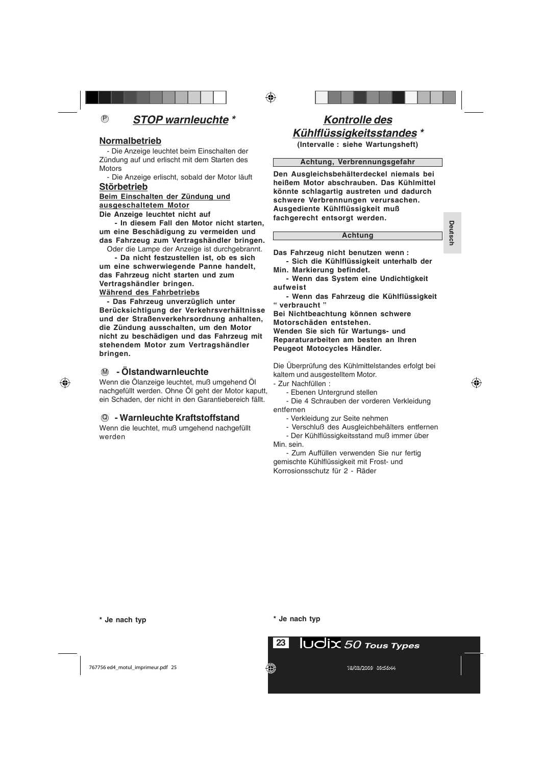## Ⓟ *STOP warnleuchte* *

### Normalbetrieb

- Die Anzeige leuchtet beim Einschalten der Zündung auf und erlischt mit dem Starten des Motors
- Die Anzeige erlischt, sobald der Motor läuft

### Störbetrieb

**Beim Einschalten der Zündung und ausgeschaltetem Motor**

**Die Anzeige leuchtet nicht auf**

**- In diesem Fall den Motor nicht starten, um eine Beschädigung zu vermeiden und das Fahrzeug zum Vertragshändler bringen.**

Oder die Lampe der Anzeige ist durchgebrannt.

**- Da nicht festzustellen ist, ob es sich um eine schwerwiegende Panne handelt, das Fahrzeug nicht starten und zum Vertragshändler bringen.**

**Während des Fahrbetriebs**

**- Das Fahrzeug unverzüglich unter Berücksichtigung der Verkehrsverhältnisse und der Straßenverkehrsordnung anhalten, die Zündung ausschalten, um den Motor nicht zu beschädigen und das Fahrzeug mit stehendem Motor zum Vertragshändler bringen.**

### Ⓜ - Ölstandwarnleuchte

Wenn die Ölanzeige leuchtet, muß umgehend Öl nachgefüllt werden. Ohne Öl geht der Motor kaputt, ein Schaden, der nicht in den Garantiebereich fällt.

### Ⓠ - Warnleuchte Kraftstoffstand

Wenn die leuchtet, muß umgehend nachgefüllt werden

\* Je nach typ

## *Kontrolle des Kühlflüssigkeitsstandes* *

**(Intervalle : siehe Wartungsheft)**

**Achtung, Verbrennungsgefahr**

**Den Ausgleichsbehälterdeckel niemals bei heißem Motor abschrauben. Das Kühlmittel könnte schlagartig austreten und dadurch schwere Verbrennungen verursachen. Ausgediente Kühlflüssigkeit muß fachgerecht entsorgt werden.**

**Achtung**

**Das Fahrzeug nicht benutzen wenn :**

**- Sich die Kühlflüssigkeit unterhalb der Min. Markierung befindet.**

**- Wenn das System eine Undichtigkeit aufweist**

**- Wenn das Fahrzeug die Kühlflüssigkeit " verbraucht "**

**Bei Nichtbeachtung können schwere Motorschäden entstehen.**

**Wenden Sie sich für Wartungs- und Reparaturarbeiten am besten an Ihren Peugeot Motocycles Händler.**

Die Überprüfung des Kühlmittelstandes erfolgt bei kaltem und ausgestelltem Motor.

- Zur Nachfüllen :
  - Ebenen Untergrund stellen
  - Die 4 Schrauben der vorderen Verkleidung entfernen
  - Verkleidung zur Seite nehmen
  - Verschluß des Ausgleichbehälters entfernen
  - Der Kühlflüssigkeitsstand muß immer über Min. sein.
  - Zum Auffüllen verwenden Sie nur fertig gemischte Kühlflüssigkeit mit Frost- und Korrosionsschutz für 2 - Räder

\* Je nach typ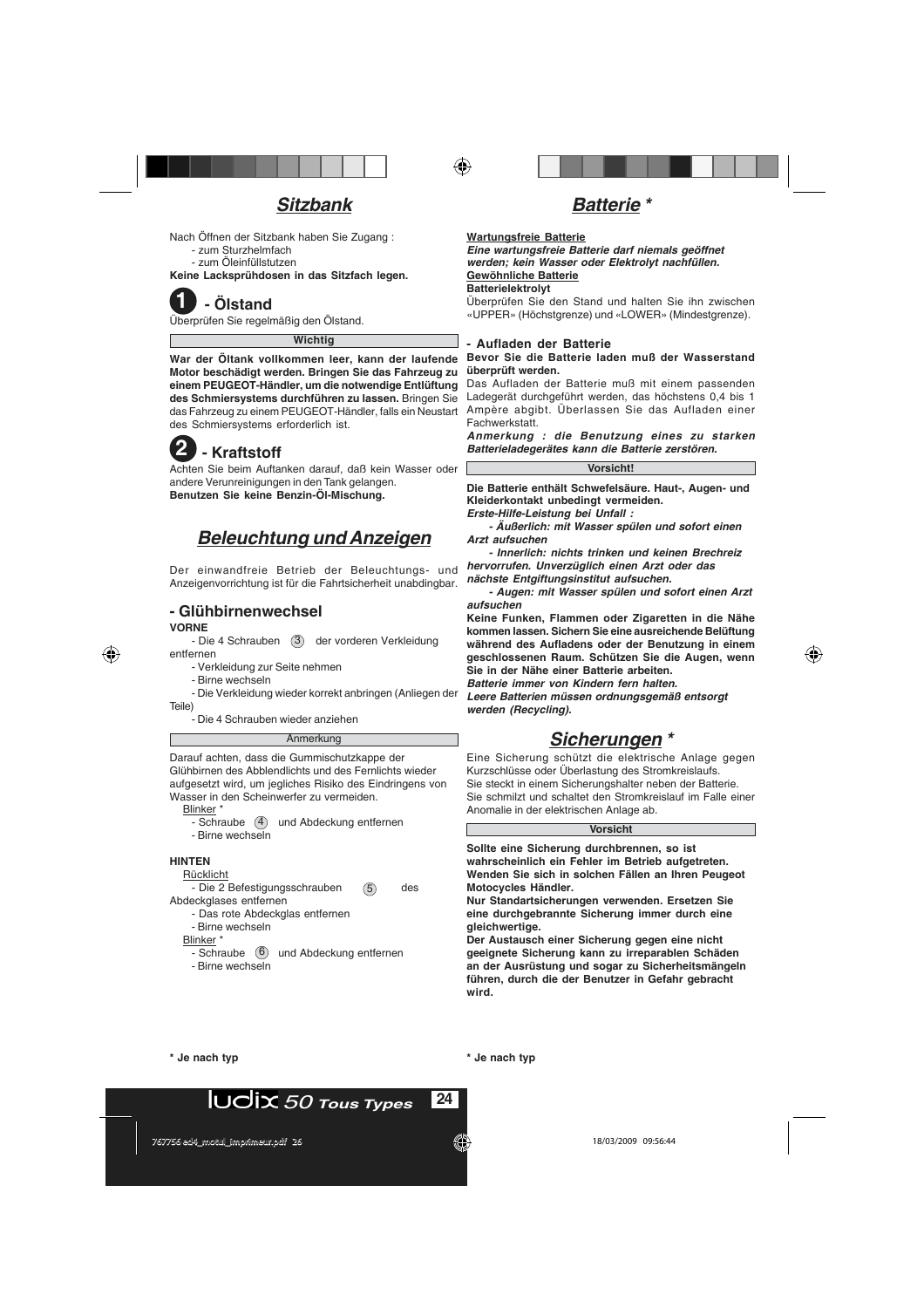## *Sitzbank*

Nach Öffnen der Sitzbank haben Sie Zugang :
- zum Sturzhelmfach
- zum Öleinfüllstutzen

**Keine Lacksprühdosen in das Sitzfach legen.**

### 1 - Ölstand

Überprüfen Sie regelmäßig den Ölstand.

**Wichtig**

**War der Öltank vollkommen leer, kann der laufende Motor beschädigt werden. Bringen Sie das Fahrzeug zu einem PEUGEOT-Händler, um die notwendige Entlüftung des Schmiersystems durchführen zu lassen.** Bringen Sie das Fahrzeug zu einem PEUGEOT-Händler, falls ein Neustart des Schmiersystems erforderlich ist.

### 2 - Kraftstoff

Achten Sie beim Auftanken darauf, daß kein Wasser oder andere Verunreinigungen in den Tank gelangen.
**Benutzen Sie keine Benzin-Öl-Mischung.**

## *Beleuchtung und Anzeigen*

Der einwandfreie Betrieb der Beleuchtungs- und Anzeigenvorrichtung ist für die Fahrtsicherheit unabdingbar.

### - Glühbirnenwechsel

**VORNE**

- Die 4 Schrauben (3) der vorderen Verkleidung entfernen
- Verkleidung zur Seite nehmen
- Birne wechseln
- Die Verkleidung wieder korrekt anbringen (Anliegen der Teile)
- Die 4 Schrauben wieder anziehen

Anmerkung

Darauf achten, dass die Gummischutzkappe der Glühbirnen des Abblendlichts und des Fernlichts wieder aufgesetzt wird, um jegliches Risiko des Eindringens von Wasser in den Scheinwerfer zu vermeiden.

Blinker *
- Schraube (4) und Abdeckung entfernen
- Birne wechseln

**HINTEN**

Rücklicht
- Die 2 Befestigungsschrauben (5) des Abdeckglases entfernen
- Das rote Abdeckglas entfernen
- Birne wechseln

Blinker *
- Schraube (6) und Abdeckung entfernen
- Birne wechseln

**\* Je nach typ**

## *Batterie \**

**Wartungsfreie Batterie**

***Eine wartungsfreie Batterie darf niemals geöffnet werden; kein Wasser oder Elektrolyt nachfüllen.***

**Gewöhnliche Batterie**

**Batterielektrolyt**

Überprüfen Sie den Stand und halten Sie ihn zwischen «UPPER» (Höchstgrenze) und «LOWER» (Mindestgrenze).

**- Aufladen der Batterie**

**Bevor Sie die Batterie laden muß der Wasserstand überprüft werden.**

Das Aufladen der Batterie muß mit einem passenden Ladegerät durchgeführt werden, das höchstens 0,4 bis 1 Ampère abgibt. Überlassen Sie das Aufladen einer Fachwerkstatt.

***Anmerkung : die Benutzung eines zu starken Batterieladegerätes kann die Batterie zerstören.***

**Vorsicht!**

**Die Batterie enthält Schwefelsäure. Haut-, Augen- und Kleiderkontakt unbedingt vermeiden.**

***Erste-Hilfe-Leistung bei Unfall :***

***- Äußerlich: mit Wasser spülen und sofort einen Arzt aufsuchen***

***- Innerlich: nichts trinken und keinen Brechreiz hervorrufen. Unverzüglich einen Arzt oder das nächste Entgiftungsinstitut aufsuchen.***

***- Augen: mit Wasser spülen und sofort einen Arzt aufsuchen***

**Keine Funken, Flammen oder Zigaretten in die Nähe kommen lassen. Sichern Sie eine ausreichende Belüftung während des Aufladens oder der Benutzung in einem geschlossenen Raum. Schützen Sie die Augen, wenn Sie in der Nähe einer Batterie arbeiten.**

***Batterie immer von Kindern fern halten.***

***Leere Batterien müssen ordnungsgemäß entsorgt werden (Recycling).***

## *Sicherungen \**

Eine Sicherung schützt die elektrische Anlage gegen Kurzschlüsse oder Überlastung des Stromkreislaufs.
Sie steckt in einem Sicherungshalter neben der Batterie.
Sie schmilzt und schaltet den Stromkreislauf im Falle einer Anomalie in der elektrischen Anlage ab.

**Vorsicht**

**Sollte eine Sicherung durchbrennen, so ist wahrscheinlich ein Fehler im Betrieb aufgetreten. Wenden Sie sich in solchen Fällen an Ihren Peugeot Motocycles Händler.**

**Nur Standartsicherungen verwenden. Ersetzen Sie eine durchgebrannte Sicherung immer durch eine gleichwertige.**

**Der Austausch einer Sicherung gegen eine nicht geeignete Sicherung kann zu irreparablen Schäden an der Ausrüstung und sogar zu Sicherheitsmängeln führen, durch die der Benutzer in Gefahr gebracht wird.**

**\* Je nach typ**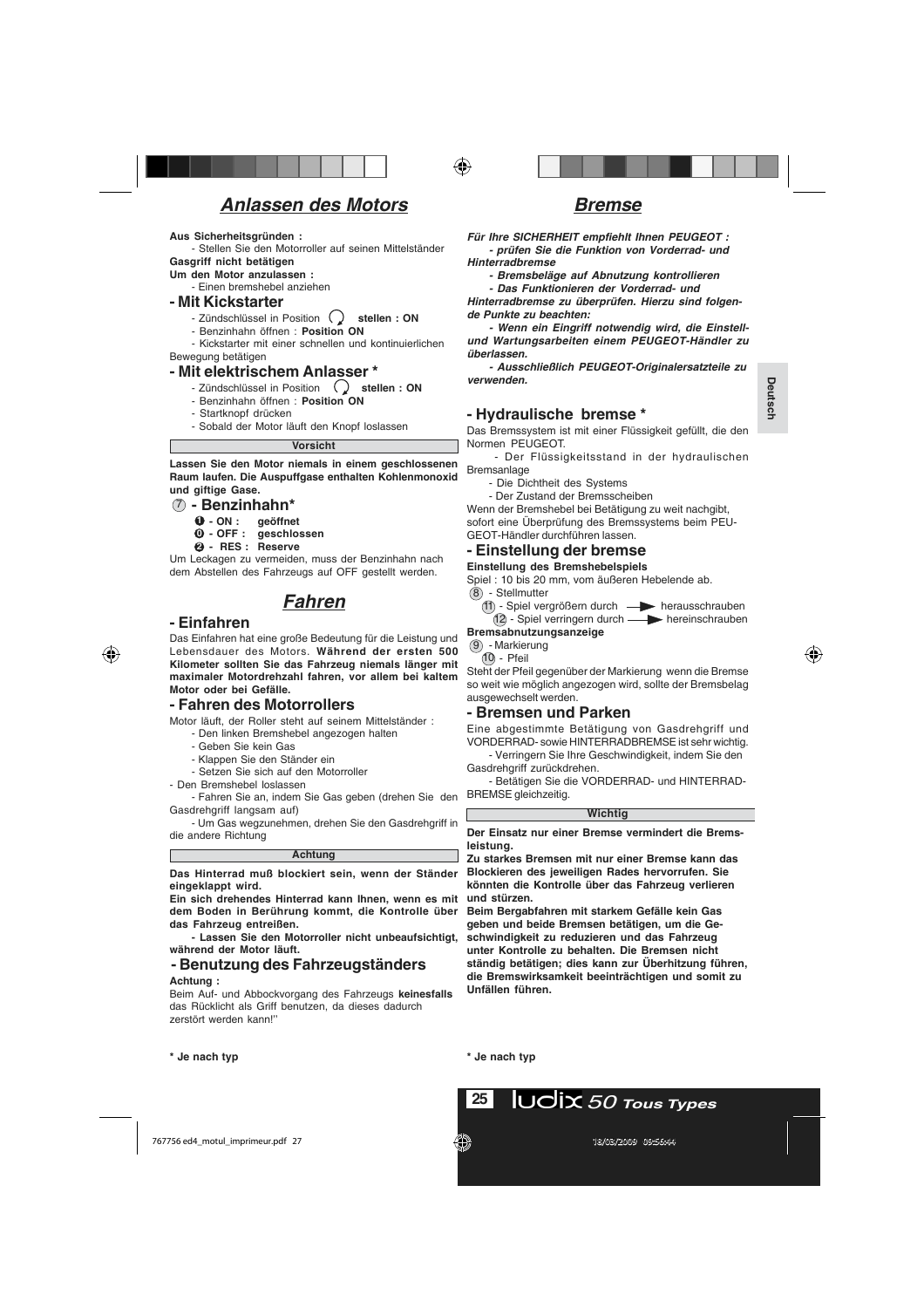# *Anlassen des Motors*

**Aus Sicherheitsgründen :**

- Stellen Sie den Motorroller auf seinen Mittelständer

**Gasgriff nicht betätigen**

**Um den Motor anzulassen :**

- Einen bremshebel anziehen

## - Mit Kickstarter

- Zündschlüssel in Position **stellen : ON**
- Benzinhahn öffnen : **Position ON**
- Kickstarter mit einer schnellen und kontinuierlichen Bewegung betätigen

## - Mit elektrischem Anlasser *

- Zündschlüssel in Position **stellen : ON**
- Benzinhahn öffnen : **Position ON**
- Startknopf drücken
- Sobald der Motor läuft den Knopf loslassen

**Vorsicht**

**Lassen Sie den Motor niemals in einem geschlossenen Raum laufen. Die Auspuffgase enthalten Kohlenmonoxid und giftige Gase.**

## 7 - Benzinhahn*

- **1 - ON : geöffnet**
- **0 - OFF : geschlossen**
- **2 - RES : Reserve**

Um Leckagen zu vermeiden, muss der Benzinhahn nach dem Abstellen des Fahrzeugs auf OFF gestellt werden.

# *Fahren*

## - Einfahren

Das Einfahren hat eine große Bedeutung für die Leistung und Lebensdauer des Motors. **Während der ersten 500 Kilometer sollten Sie das Fahrzeug niemals länger mit maximaler Motordrehzahl fahren, vor allem bei kaltem Motor oder bei Gefälle.**

## - Fahren des Motorrollers

Motor läuft, der Roller steht auf seinem Mittelständer :

- Den linken Bremshebel angezogen halten
- Geben Sie kein Gas
- Klappen Sie den Ständer ein
- Setzen Sie sich auf den Motorroller
- Den Bremshebel loslassen
- Fahren Sie an, indem Sie Gas geben (drehen Sie den Gasdrehgriff langsam auf)
- Um Gas wegzunehmen, drehen Sie den Gasdrehgriff in die andere Richtung

**Achtung**

**Das Hinterrad muß blockiert sein, wenn der Ständer eingeklappt wird.**

**Ein sich drehendes Hinterrad kann Ihnen, wenn es mit dem Boden in Berührung kommt, die Kontrolle über das Fahrzeug entreißen.**

**- Lassen Sie den Motorroller nicht unbeaufsichtigt, während der Motor läuft.**

## - Benutzung des Fahrzeugständers

**Achtung :**

Beim Auf- und Abbockvorgang des Fahrzeugs **keinesfalls** das Rücklicht als Griff benutzen, da dieses dadurch zerstört werden kann!"

**\* Je nach typ**

# *Bremse*

***Für Ihre SICHERHEIT empfiehlt Ihnen PEUGEOT :***

***- prüfen Sie die Funktion von Vorderrad- und Hinterradbremse***

***- Bremsbeläge auf Abnutzung kontrollieren***

***- Das Funktionieren der Vorderrad- und Hinterradbremse zu überprüfen. Hierzu sind folgende Punkte zu beachten:***

***- Wenn ein Eingriff notwendig wird, die Einstell- und Wartungsarbeiten einem PEUGEOT-Händler zu überlassen.***

***- Ausschließlich PEUGEOT-Originalersatzteile zu verwenden.***

## - Hydraulische bremse *

Das Bremssystem ist mit einer Flüssigkeit gefüllt, die den Normen PEUGEOT.

- Der Flüssigkeitsstand in der hydraulischen Bremsanlage
- Die Dichtheit des Systems
- Der Zustand der Bremsscheiben

Wenn der Bremshebel bei Betätigung zu weit nachgibt, sofort eine Überprüfung des Bremssystems beim PEUGEOT-Händler durchführen lassen.

## - Einstellung der bremse

**Einstellung des Bremshebelspiels**

Spiel : 10 bis 20 mm, vom äußeren Hebelende ab.

8 - Stellmutter

11 - Spiel vergrößern durch ⟶ herausschrauben

12 - Spiel verringern durch ⟶ hereinschrauben

**Bremsabnutzungsanzeige**

9 - Markierung

10 - Pfeil

Steht der Pfeil gegenüber der Markierung wenn die Bremse so weit wie möglich angezogen wird, sollte der Bremsbelag ausgewechselt werden.

## - Bremsen und Parken

Eine abgestimmte Betätigung von Gasdrehgriff und VORDERRAD- sowie HINTERRADBREMSE ist sehr wichtig.

- Verringern Sie Ihre Geschwindigkeit, indem Sie den Gasdrehgriff zurückdrehen.
- Betätigen Sie die VORDERRAD- und HINTERRAD-BREMSE gleichzeitig.

**Wichtig**

**Der Einsatz nur einer Bremse vermindert die Bremsleistung.**

**Zu starkes Bremsen mit nur einer Bremse kann das Blockieren des jeweiligen Rades hervorrufen. Sie könnten die Kontrolle über das Fahrzeug verlieren und stürzen.**

**Beim Bergabfahren mit starkem Gefälle kein Gas geben und beide Bremsen betätigen, um die Geschwindigkeit zu reduzieren und das Fahrzeug unter Kontrolle zu behalten. Die Bremsen nicht ständig betätigen; dies kann zur Überhitzung führen, die Bremswirksamkeit beeinträchtigen und somit zu Unfällen führen.**

**\* Je nach typ**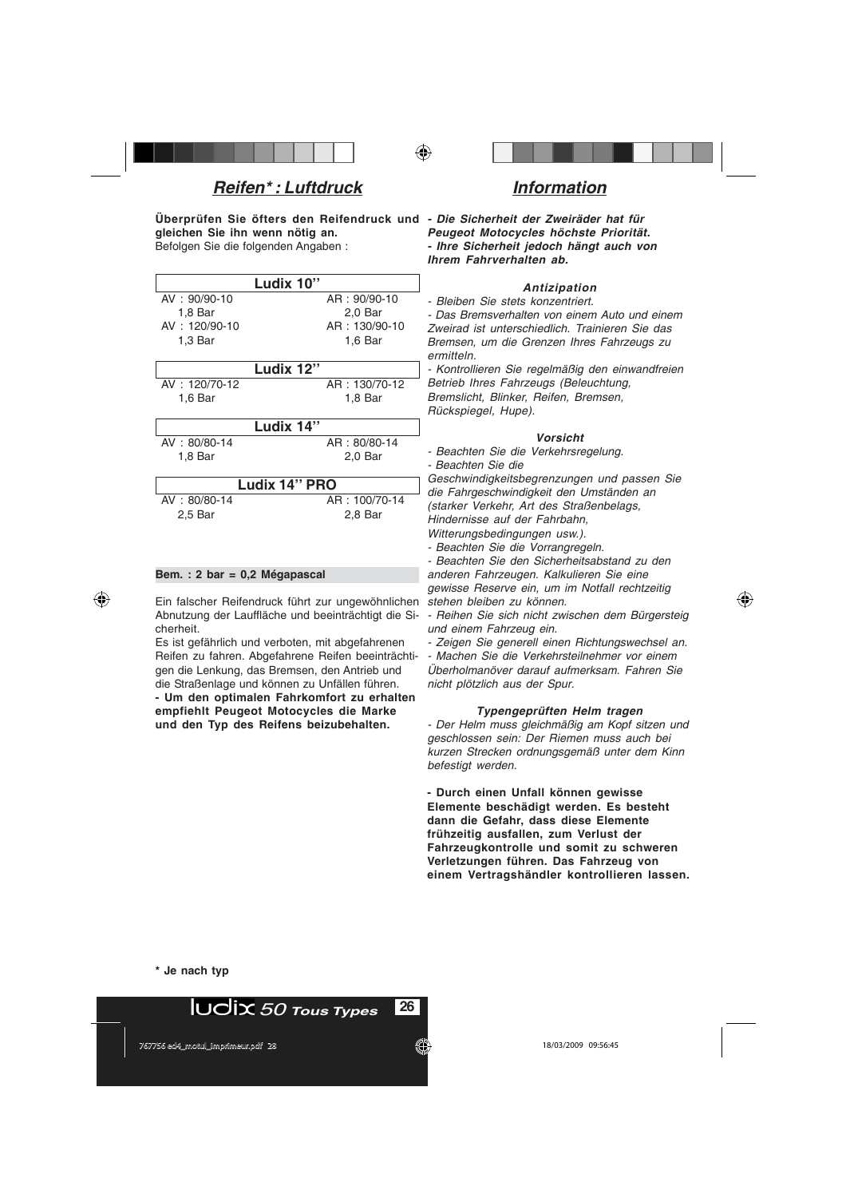## *Reifen* : Luftdruck*

**Überprüfen Sie öfters den Reifendruck und gleichen Sie ihn wenn nötig an.**
Befolgen Sie die folgenden Angaben :

| Ludix 10'' | |
|---|---|
| AV : 90/90-10 | AR : 90/90-10 |
| 1,8 Bar | 2,0 Bar |
| AV : 120/90-10 | AR : 130/90-10 |
| 1,3 Bar | 1,6 Bar |

| Ludix 12'' | |
|---|---|
| AV : 120/70-12 | AR : 130/70-12 |
| 1,6 Bar | 1,8 Bar |

| Ludix 14'' | |
|---|---|
| AV : 80/80-14 | AR : 80/80-14 |
| 1,8 Bar | 2,0 Bar |

| Ludix 14'' PRO | |
|---|---|
| AV : 80/80-14 | AR : 100/70-14 |
| 2,5 Bar | 2,8 Bar |

**Bem. : 2 bar = 0,2 Mégapascal**

Ein falscher Reifendruck führt zur ungewöhnlichen Abnutzung der Lauffläche und beeinträchtigt die Sicherheit.
Es ist gefährlich und verboten, mit abgefahrenen Reifen zu fahren. Abgefahrene Reifen beeinträchtigen die Lenkung, das Bremsen, den Antrieb und die Straßenlage und können zu Unfällen führen.
**- Um den optimalen Fahrkomfort zu erhalten empfiehlt Peugeot Motocycles die Marke und den Typ des Reifens beizubehalten.**

* Je nach typ

## *Information*

***- Die Sicherheit der Zweiräder hat für Peugeot Motocycles höchste Priorität.***
***- Ihre Sicherheit jedoch hängt auch von Ihrem Fahrverhalten ab.***

### *Antizipation*

*- Bleiben Sie stets konzentriert.*
*- Das Bremsverhalten von einem Auto und einem Zweirad ist unterschiedlich. Trainieren Sie das Bremsen, um die Grenzen Ihres Fahrzeugs zu ermitteln.*
*- Kontrollieren Sie regelmäßig den einwandfreien Betrieb Ihres Fahrzeugs (Beleuchtung, Bremslicht, Blinker, Reifen, Bremsen, Rückspiegel, Hupe).*

### *Vorsicht*

*- Beachten Sie die Verkehrsregelung.*
*- Beachten Sie die Geschwindigkeitsbegrenzungen und passen Sie die Fahrgeschwindigkeit den Umständen an (starker Verkehr, Art des Straßenbelags, Hindernisse auf der Fahrbahn, Witterungsbedingungen usw.).*
*- Beachten Sie die Vorrangregeln.*
*- Beachten Sie den Sicherheitsabstand zu den anderen Fahrzeugen. Kalkulieren Sie eine gewisse Reserve ein, um im Notfall rechtzeitig stehen bleiben zu können.*
*- Reihen Sie sich nicht zwischen dem Bürgersteig und einem Fahrzeug ein.*
*- Zeigen Sie generell einen Richtungswechsel an.*
*- Machen Sie die Verkehrsteilnehmer vor einem Überholmanöver darauf aufmerksam. Fahren Sie nicht plötzlich aus der Spur.*

### *Typengeprüften Helm tragen*

*- Der Helm muss gleichmäßig am Kopf sitzen und geschlossen sein: Der Riemen muss auch bei kurzen Strecken ordnungsgemäß unter dem Kinn befestigt werden.*

**- Durch einen Unfall können gewisse Elemente beschädigt werden. Es besteht dann die Gefahr, dass diese Elemente frühzeitig ausfallen, zum Verlust der Fahrzeugkontrolle und somit zu schweren Verletzungen führen. Das Fahrzeug von einem Vertragshändler kontrollieren lassen.**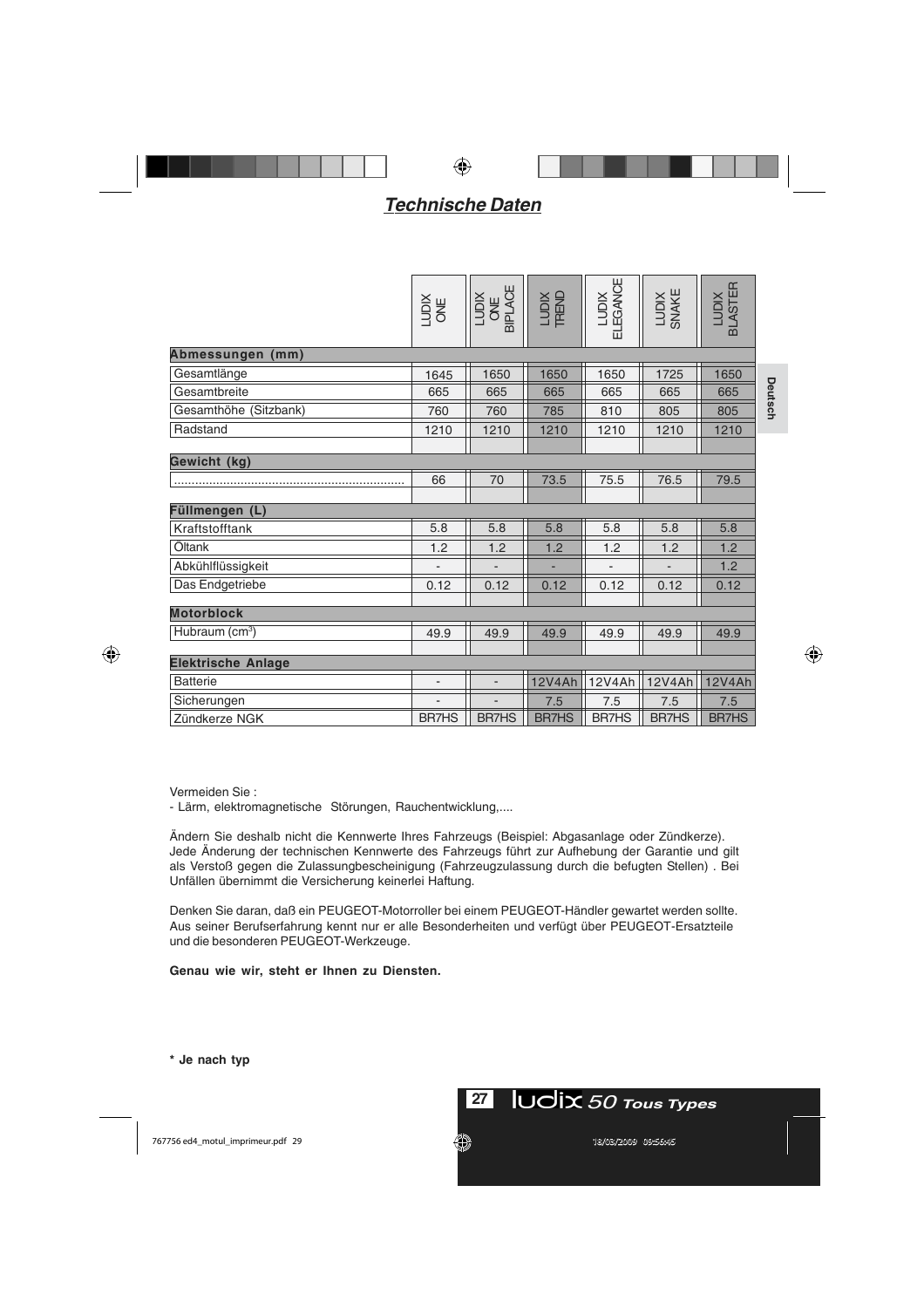## Technische Daten

| | LUDIX ONE | LUDIX ONE BIPLACE | LUDIX TREND | LUDIX ELEGANCE | LUDIX SNAKE | LUDIX BLASTER |
|---|---|---|---|---|---|---|
| **Abmessungen (mm)** | | | | | | |
| Gesamtlänge | 1645 | 1650 | 1650 | 1650 | 1725 | 1650 |
| Gesamtbreite | 665 | 665 | 665 | 665 | 665 | 665 |
| Gesamthöhe (Sitzbank) | 760 | 760 | 785 | 810 | 805 | 805 |
| Radstand | 1210 | 1210 | 1210 | 1210 | 1210 | 1210 |
| **Gewicht (kg)** | | | | | | |
| ................................................................ | 66 | 70 | 73.5 | 75.5 | 76.5 | 79.5 |
| **Füllmengen (L)** | | | | | | |
| Kraftstofftank | 5.8 | 5.8 | 5.8 | 5.8 | 5.8 | 5.8 |
| Öltank | 1.2 | 1.2 | 1.2 | 1.2 | 1.2 | 1.2 |
| Abkühlflüssigkeit | - | - | - | - | - | 1.2 |
| Das Endgetriebe | 0.12 | 0.12 | 0.12 | 0.12 | 0.12 | 0.12 |
| **Motorblock** | | | | | | |
| Hubraum (cm³) | 49.9 | 49.9 | 49.9 | 49.9 | 49.9 | 49.9 |
| **Elektrische Anlage** | | | | | | |
| Batterie | - | - | 12V4Ah | 12V4Ah | 12V4Ah | 12V4Ah |
| Sicherungen | - | - | 7.5 | 7.5 | 7.5 | 7.5 |
| Zündkerze NGK | BR7HS | BR7HS | BR7HS | BR7HS | BR7HS | BR7HS |

Vermeiden Sie :
- Lärm, elektromagnetische Störungen, Rauchentwicklung,....

Ändern Sie deshalb nicht die Kennwerte Ihres Fahrzeugs (Beispiel: Abgasanlage oder Zündkerze). Jede Änderung der technischen Kennwerte des Fahrzeugs führt zur Aufhebung der Garantie und gilt als Verstoß gegen die Zulassungbescheinigung (Fahrzeugzulassung durch die befugten Stellen) . Bei Unfällen übernimmt die Versicherung keinerlei Haftung.

Denken Sie daran, daß ein PEUGEOT-Motorroller bei einem PEUGEOT-Händler gewartet werden sollte. Aus seiner Berufserfahrung kennt nur er alle Besonderheiten und verfügt über PEUGEOT-Ersatzteile und die besonderen PEUGEOT-Werkzeuge.

**Genau wie wir, steht er Ihnen zu Diensten.**

**\* Je nach typ**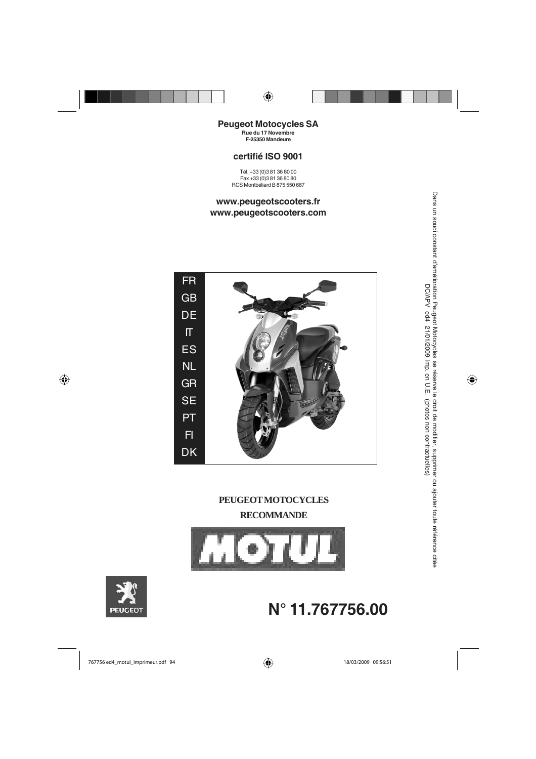**Peugeot Motocycles SA**
**Rue du 17 Novembre**
**F-25350 Mandeure**

**certifié ISO 9001**

Tél. +33 (0)3 81 36 80 00
Fax +33 (0)3 81 36 80 80
RCS Montbéliard B 875 550 667

**www.peugeotscooters.fr**
**www.peugeotscooters.com**

FR
GB
DE
IT
ES
NL
GR
SE
PT
FI
DK

Dans un souci constant d'amélioration Peugeot Motocycles se réserve le droit de modifier, supprimer ou ajouter toute référence citée
DC/APV ed4 21/01/2009 Imp. en U.E. (photos non contractuelles)

**PEUGEOT MOTOCYCLES**
**RECOMMANDE**

MOTUL

PEUGEOT

# N° 11.767756.00